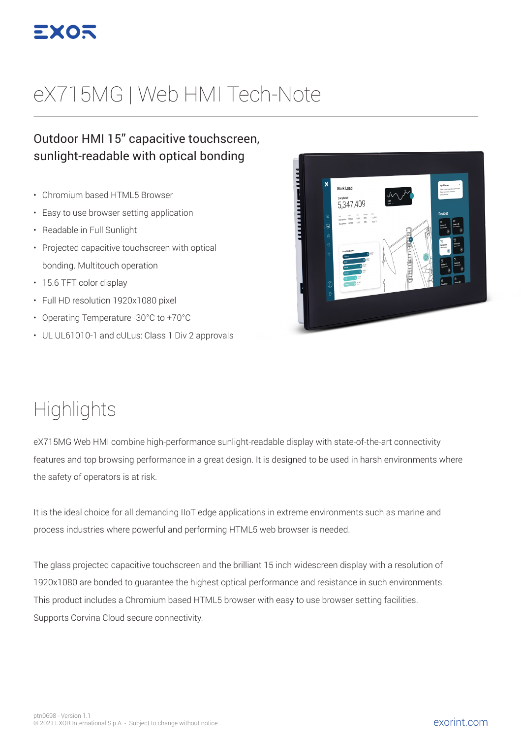# eX715MG | Web HMI Tech-Note

## Outdoor HMI 15" capacitive touchscreen, sunlight-readable with optical bonding

- Chromium based HTML5 Browser
- Easy to use browser setting application
- Readable in Full Sunlight
- Projected capacitive touchscreen with optical bonding. Multitouch operation
- 15.6 TFT color display
- Full HD resolution 1920x1080 pixel
- Operating Temperature -30°C to +70°C
- UL UL61010-1 and cULus: Class 1 Div 2 approvals

# Highlights

eX715MG Web HMI combine high-performance sunlight-readable display with state-of-the-art connectivity features and top browsing performance in a great design. It is designed to be used in harsh environments where the safety of operators is at risk.

It is the ideal choice for all demanding IIoT edge applications in extreme environments such as marine and process industries where powerful and performing HTML5 web browser is needed.

The glass projected capacitive touchscreen and the brilliant 15 inch widescreen display with a resolution of 1920x1080 are bonded to guarantee the highest optical performance and resistance in such environments. This product includes a Chromium based HTML5 browser with easy to use browser setting facilities. Supports Corvina Cloud secure connectivity.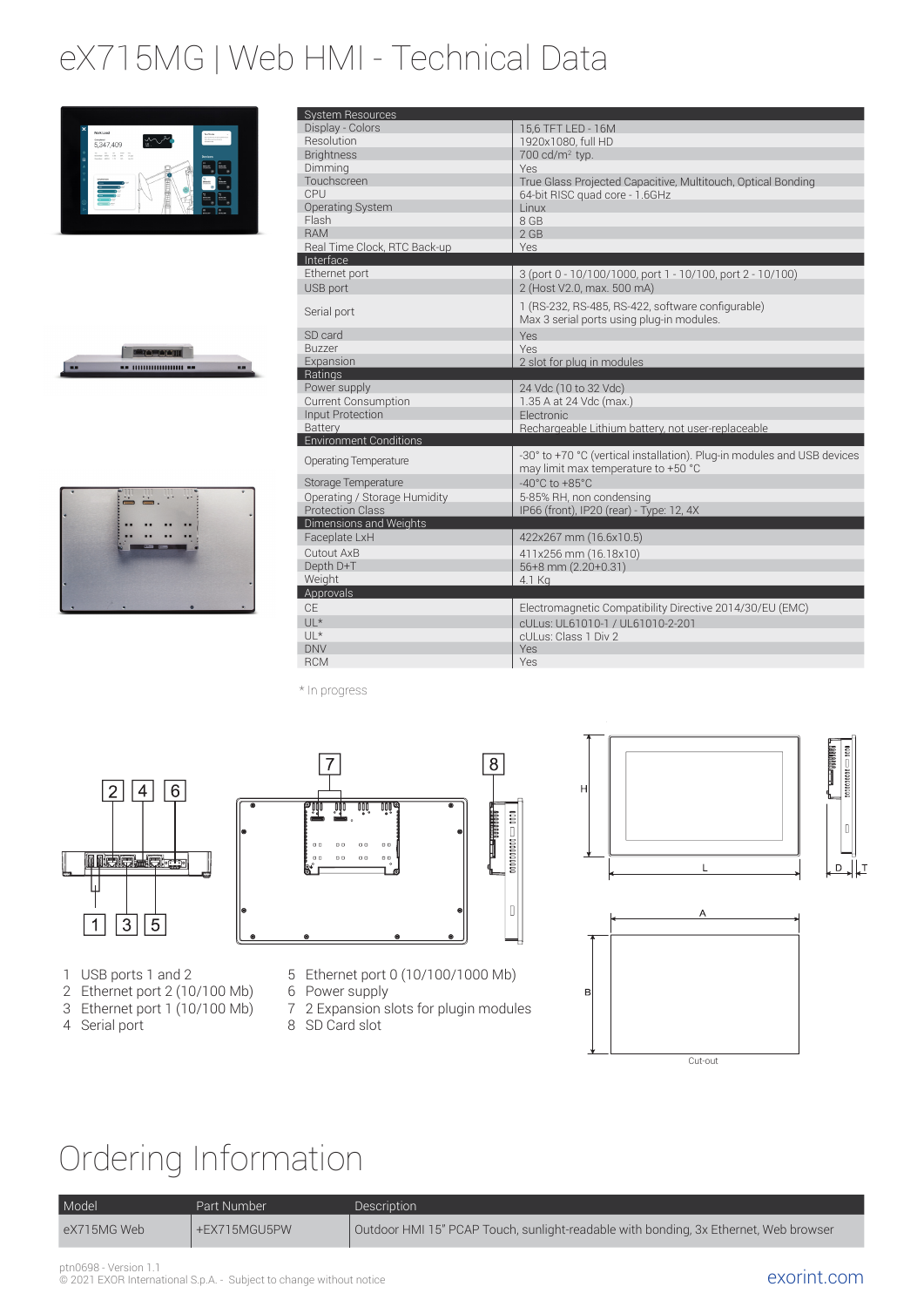# eX715MG | Web HMI - Technical Data

| | |
|---|---|
| **System Resources** | |
| Display - Colors | 15,6 TFT LED - 16M |
| Resolution | 1920x1080, full HD |
| Brightness | 700 cd/m² typ. |
| Dimming | Yes |
| Touchscreen | True Glass Projected Capacitive, Multitouch, Optical Bonding |
| CPU | 64-bit RISC quad core - 1.6GHz |
| Operating System | Linux |
| Flash | 8 GB |
| RAM | 2 GB |
| Real Time Clock, RTC Back-up | Yes |
| **Interface** | |
| Ethernet port | 3 (port 0 - 10/100/1000, port 1 - 10/100, port 2 - 10/100) |
| USB port | 2 (Host V2.0, max. 500 mA) |
| Serial port | 1 (RS-232, RS-485, RS-422, software configurable) Max 3 serial ports using plug-in modules. |
| SD card | Yes |
| Buzzer | Yes |
| Expansion | 2 slot for plug in modules |
| **Ratings** | |
| Power supply | 24 Vdc (10 to 32 Vdc) |
| Current Consumption | 1.35 A at 24 Vdc (max.) |
| Input Protection | Electronic |
| Battery | Rechargeable Lithium battery, not user-replaceable |
| **Environment Conditions** | |
| Operating Temperature | -30° to +70 °C (vertical installation). Plug-in modules and USB devices may limit max temperature to +50 °C |
| Storage Temperature | -40°C to +85°C |
| Operating / Storage Humidity | 5-85% RH, non condensing |
| Protection Class | IP66 (front), IP20 (rear) - Type: 12, 4X |
| **Dimensions and Weights** | |
| Faceplate LxH | 422x267 mm (16.6x10.5) |
| Cutout AxB | 411x256 mm (16.18x10) |
| Depth D+T | 56+8 mm (2.20+0.31) |
| Weight | 4.1 Kg |
| **Approvals** | |
| CE | Electromagnetic Compatibility Directive 2014/30/EU (EMC) |
| UL* | cULus: UL61010-1 / UL61010-2-201 |
| UL* | cULus: Class 1 Div 2 |
| DNV | Yes |
| RCM | Yes |

* In progress

1 USB ports 1 and 2
2 Ethernet port 2 (10/100 Mb)
3 Ethernet port 1 (10/100 Mb)
4 Serial port
5 Ethernet port 0 (10/100/1000 Mb)
6 Power supply
7 2 Expansion slots for plugin modules
8 SD Card slot

H L D T A B Cut-out

# Ordering Information

| Model | Part Number | Description |
|---|---|---|
| eX715MG Web | +EX715MGU5PW | Outdoor HMI 15" PCAP Touch, sunlight-readable with bonding, 3x Ethernet, Web browser |

ptn0698 - Version 1.1
© 2021 EXOR International S.p.A. - Subject to change without notice

exorint.com